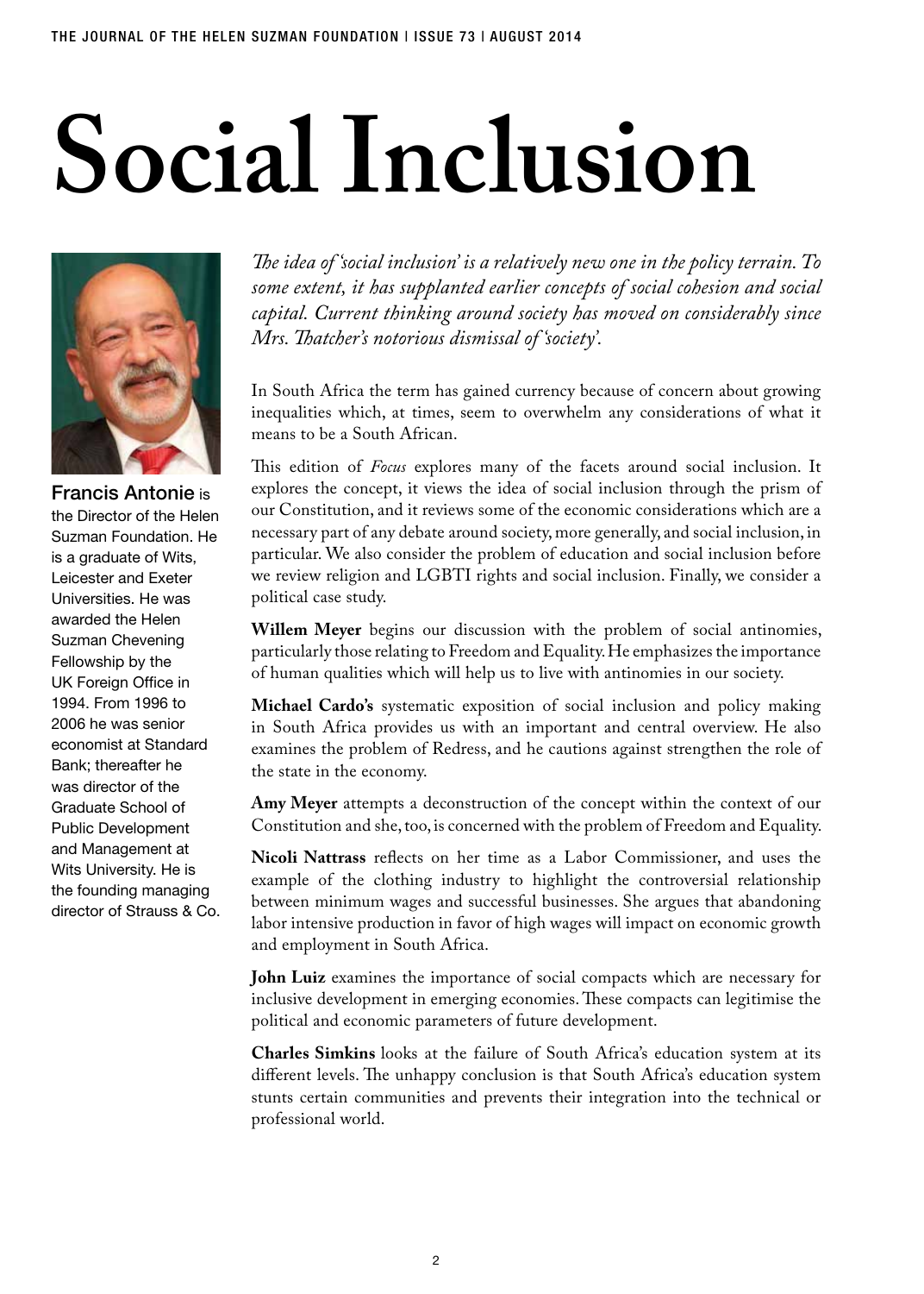# Social Inclusion

**Francis Antonie** is the Director of the Helen Suzman Foundation. He is a graduate of Wits, Leicester and Exeter Universities. He was awarded the Helen Suzman Chevening Fellowship by the UK Foreign Office in 1994. From 1996 to 2006 he was senior economist at Standard Bank; thereafter he was director of the Graduate School of Public Development and Management at Wits University. He is the founding managing director of Strauss & Co.

*The idea of 'social inclusion' is a relatively new one in the policy terrain. To some extent, it has supplanted earlier concepts of social cohesion and social capital. Current thinking around society has moved on considerably since Mrs. Thatcher's notorious dismissal of 'society'.*

In South Africa the term has gained currency because of concern about growing inequalities which, at times, seem to overwhelm any considerations of what it means to be a South African.

This edition of *Focus* explores many of the facets around social inclusion. It explores the concept, it views the idea of social inclusion through the prism of our Constitution, and it reviews some of the economic considerations which are a necessary part of any debate around society, more generally, and social inclusion, in particular. We also consider the problem of education and social inclusion before we review religion and LGBTI rights and social inclusion. Finally, we consider a political case study.

**Willem Meyer** begins our discussion with the problem of social antinomies, particularly those relating to Freedom and Equality. He emphasizes the importance of human qualities which will help us to live with antinomies in our society.

**Michael Cardo's** systematic exposition of social inclusion and policy making in South Africa provides us with an important and central overview. He also examines the problem of Redress, and he cautions against strengthen the role of the state in the economy.

**Amy Meyer** attempts a deconstruction of the concept within the context of our Constitution and she, too, is concerned with the problem of Freedom and Equality.

**Nicoli Nattrass** reflects on her time as a Labor Commissioner, and uses the example of the clothing industry to highlight the controversial relationship between minimum wages and successful businesses. She argues that abandoning labor intensive production in favor of high wages will impact on economic growth and employment in South Africa.

**John Luiz** examines the importance of social compacts which are necessary for inclusive development in emerging economies. These compacts can legitimise the political and economic parameters of future development.

**Charles Simkins** looks at the failure of South Africa's education system at its different levels. The unhappy conclusion is that South Africa's education system stunts certain communities and prevents their integration into the technical or professional world.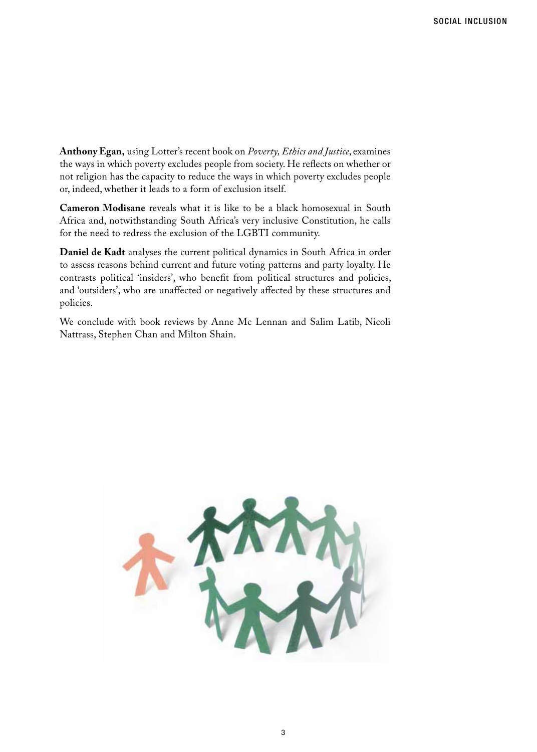**Anthony Egan,** using Lotter's recent book on *Poverty, Ethics and Justice*, examines the ways in which poverty excludes people from society. He reflects on whether or not religion has the capacity to reduce the ways in which poverty excludes people or, indeed, whether it leads to a form of exclusion itself.

**Cameron Modisane** reveals what it is like to be a black homosexual in South Africa and, notwithstanding South Africa's very inclusive Constitution, he calls for the need to redress the exclusion of the LGBTI community.

**Daniel de Kadt** analyses the current political dynamics in South Africa in order to assess reasons behind current and future voting patterns and party loyalty. He contrasts political 'insiders', who benefit from political structures and policies, and 'outsiders', who are unaffected or negatively affected by these structures and policies.

We conclude with book reviews by Anne Mc Lennan and Salim Latib, Nicoli Nattrass, Stephen Chan and Milton Shain.